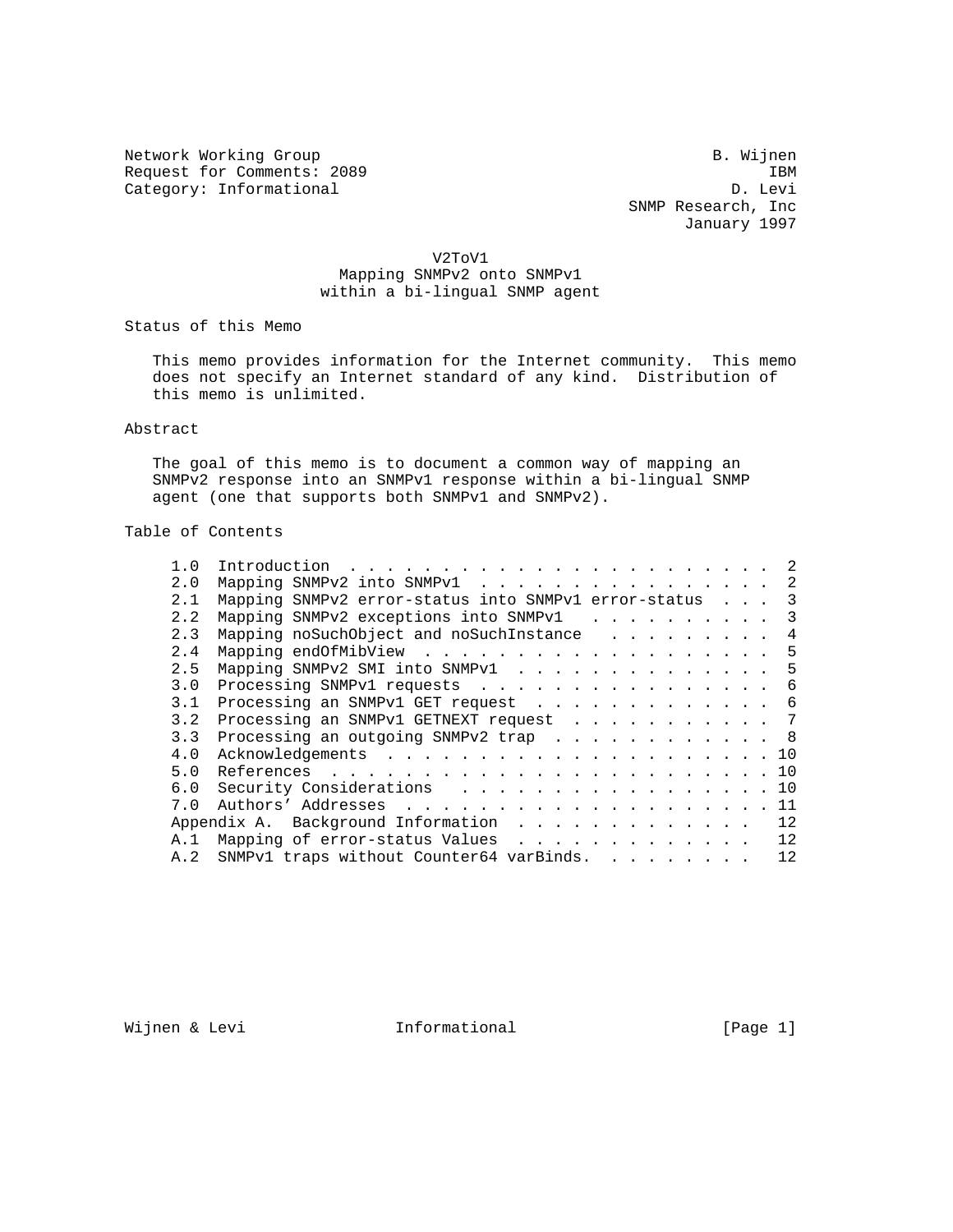Network Working Group B. Wijnen
Request for Comments: 2089 IBM
Category: Informational D. Levi
SNMP Research, Inc
January 1997

# V2ToV1
## Mapping SNMPv2 onto SNMPv1 within a bi-lingual SNMP agent

## Status of this Memo

This memo provides information for the Internet community. This memo does not specify an Internet standard of any kind. Distribution of this memo is unlimited.

## Abstract

The goal of this memo is to document a common way of mapping an SNMPv2 response into an SNMPv1 response within a bi-lingual SNMP agent (one that supports both SNMPv1 and SNMPv2).

## Table of Contents

```
1.0  Introduction . . . . . . . . . . . . . . . . . . . . . . . .  2
2.0  Mapping SNMPv2 into SNMPv1  . . . . . . . . . . . . . . . .  2
2.1  Mapping SNMPv2 error-status into SNMPv1 error-status  . . .  3
2.2  Mapping SNMPv2 exceptions into SNMPv1   . . . . . . . . . .  3
2.3  Mapping noSuchObject and noSuchInstance   . . . . . . . . .  4
2.4  Mapping endOfMibView  . . . . . . . . . . . . . . . . . . .  5
2.5  Mapping SNMPv2 SMI into SNMPv1  . . . . . . . . . . . . . .  5
3.0  Processing SNMPv1 requests  . . . . . . . . . . . . . . . .  6
3.1  Processing an SNMPv1 GET request  . . . . . . . . . . . . .  6
3.2  Processing an SNMPv1 GETNEXT request  . . . . . . . . . . .  7
3.3  Processing an outgoing SNMPv2 trap  . . . . . . . . . . . .  8
4.0  Acknowledgements . . . . . . . . . . . . . . . . . . . . . . 10
5.0  References  . . . . . . . . . . . . . . . . . . . . . . . . . 10
6.0  Security Considerations  . . . . . . . . . . . . . . . . . . 10
7.0  Authors' Addresses  . . . . . . . . . . . . . . . . . . . . . 11
Appendix A.  Background Information  . . . . . . . . . . . . .   12
A.1  Mapping of error-status Values  . . . . . . . . . . . . .   12
A.2  SNMPv1 traps without Counter64 varBinds.  . . . . . . . .   12
```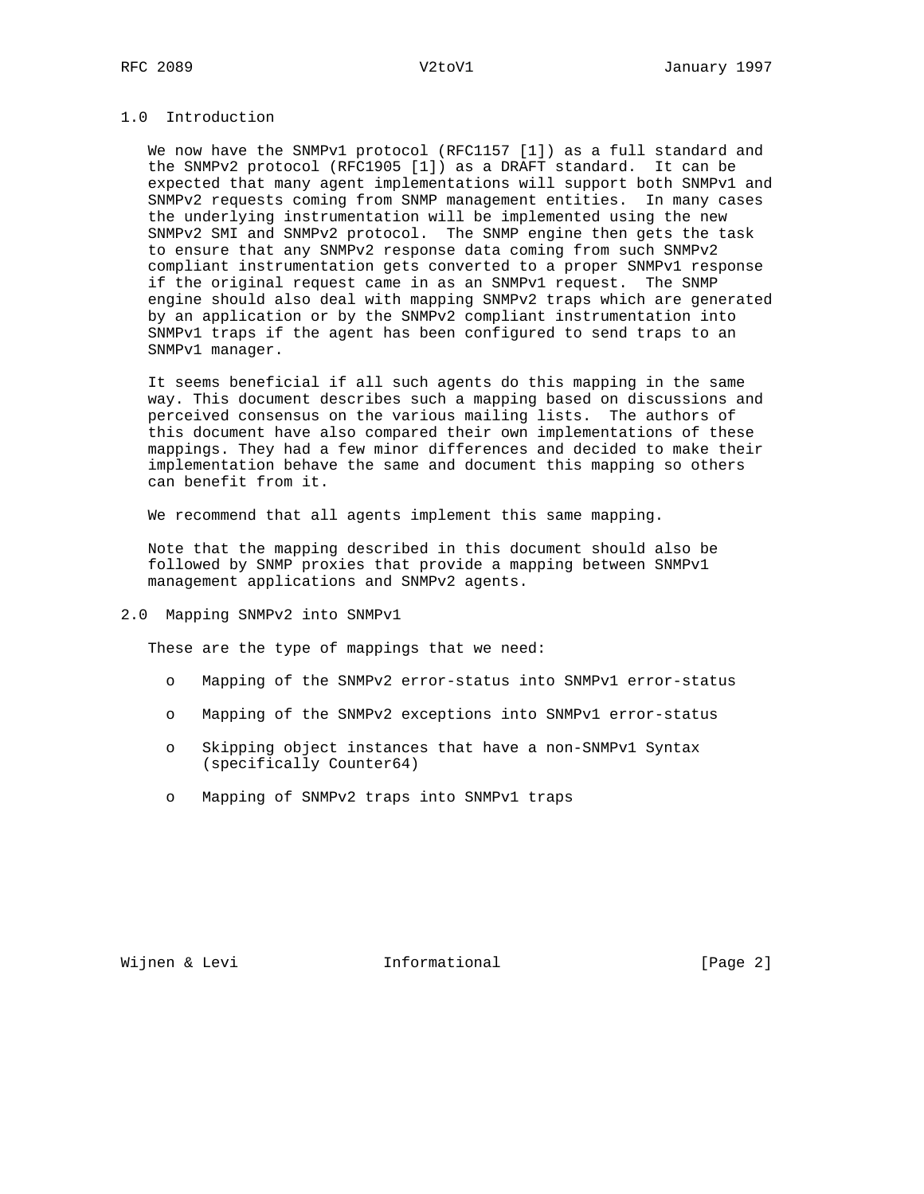## 1.0 Introduction

We now have the SNMPv1 protocol (RFC1157 [1]) as a full standard and the SNMPv2 protocol (RFC1905 [1]) as a DRAFT standard. It can be expected that many agent implementations will support both SNMPv1 and SNMPv2 requests coming from SNMP management entities. In many cases the underlying instrumentation will be implemented using the new SNMPv2 SMI and SNMPv2 protocol. The SNMP engine then gets the task to ensure that any SNMPv2 response data coming from such SNMPv2 compliant instrumentation gets converted to a proper SNMPv1 response if the original request came in as an SNMPv1 request. The SNMP engine should also deal with mapping SNMPv2 traps which are generated by an application or by the SNMPv2 compliant instrumentation into SNMPv1 traps if the agent has been configured to send traps to an SNMPv1 manager.

It seems beneficial if all such agents do this mapping in the same way. This document describes such a mapping based on discussions and perceived consensus on the various mailing lists. The authors of this document have also compared their own implementations of these mappings. They had a few minor differences and decided to make their implementation behave the same and document this mapping so others can benefit from it.

We recommend that all agents implement this same mapping.

Note that the mapping described in this document should also be followed by SNMP proxies that provide a mapping between SNMPv1 management applications and SNMPv2 agents.

## 2.0 Mapping SNMPv2 into SNMPv1

These are the type of mappings that we need:

- Mapping of the SNMPv2 error-status into SNMPv1 error-status
- Mapping of the SNMPv2 exceptions into SNMPv1 error-status
- Skipping object instances that have a non-SNMPv1 Syntax (specifically Counter64)
- Mapping of SNMPv2 traps into SNMPv1 traps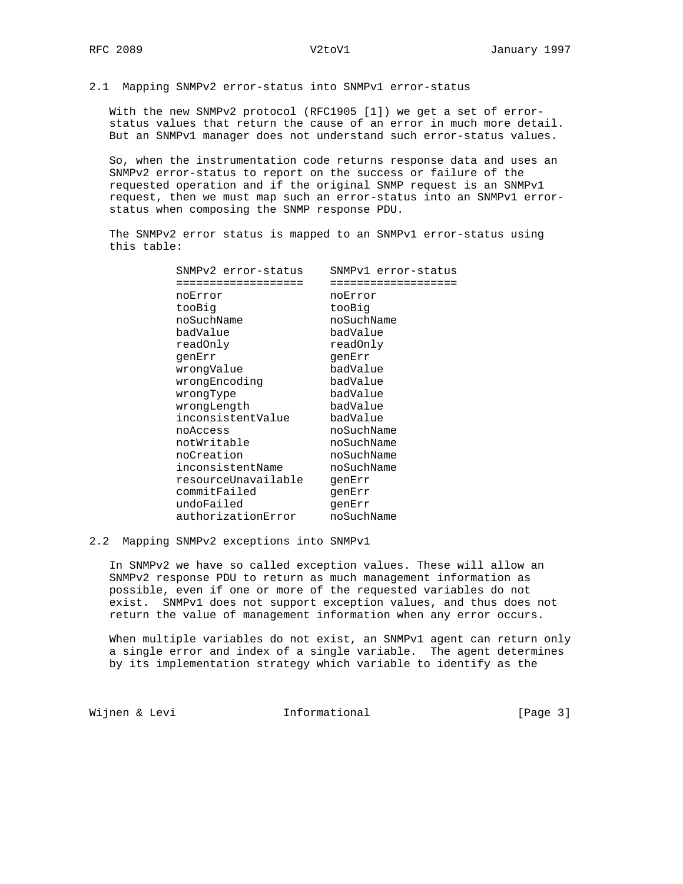## 2.1 Mapping SNMPv2 error-status into SNMPv1 error-status

With the new SNMPv2 protocol (RFC1905 [1]) we get a set of error-status values that return the cause of an error in much more detail. But an SNMPv1 manager does not understand such error-status values.

So, when the instrumentation code returns response data and uses an SNMPv2 error-status to report on the success or failure of the requested operation and if the original SNMP request is an SNMPv1 request, then we must map such an error-status into an SNMPv1 error-status when composing the SNMP response PDU.

The SNMPv2 error status is mapped to an SNMPv1 error-status using this table:

| SNMPv2 error-status | SNMPv1 error-status |
| --- | --- |
| noError | noError |
| tooBig | tooBig |
| noSuchName | noSuchName |
| badValue | badValue |
| readOnly | readOnly |
| genErr | genErr |
| wrongValue | badValue |
| wrongEncoding | badValue |
| wrongType | badValue |
| wrongLength | badValue |
| inconsistentValue | badValue |
| noAccess | noSuchName |
| notWritable | noSuchName |
| noCreation | noSuchName |
| inconsistentName | noSuchName |
| resourceUnavailable | genErr |
| commitFailed | genErr |
| undoFailed | genErr |
| authorizationError | noSuchName |

## 2.2 Mapping SNMPv2 exceptions into SNMPv1

In SNMPv2 we have so called exception values. These will allow an SNMPv2 response PDU to return as much management information as possible, even if one or more of the requested variables do not exist. SNMPv1 does not support exception values, and thus does not return the value of management information when any error occurs.

When multiple variables do not exist, an SNMPv1 agent can return only a single error and index of a single variable. The agent determines by its implementation strategy which variable to identify as the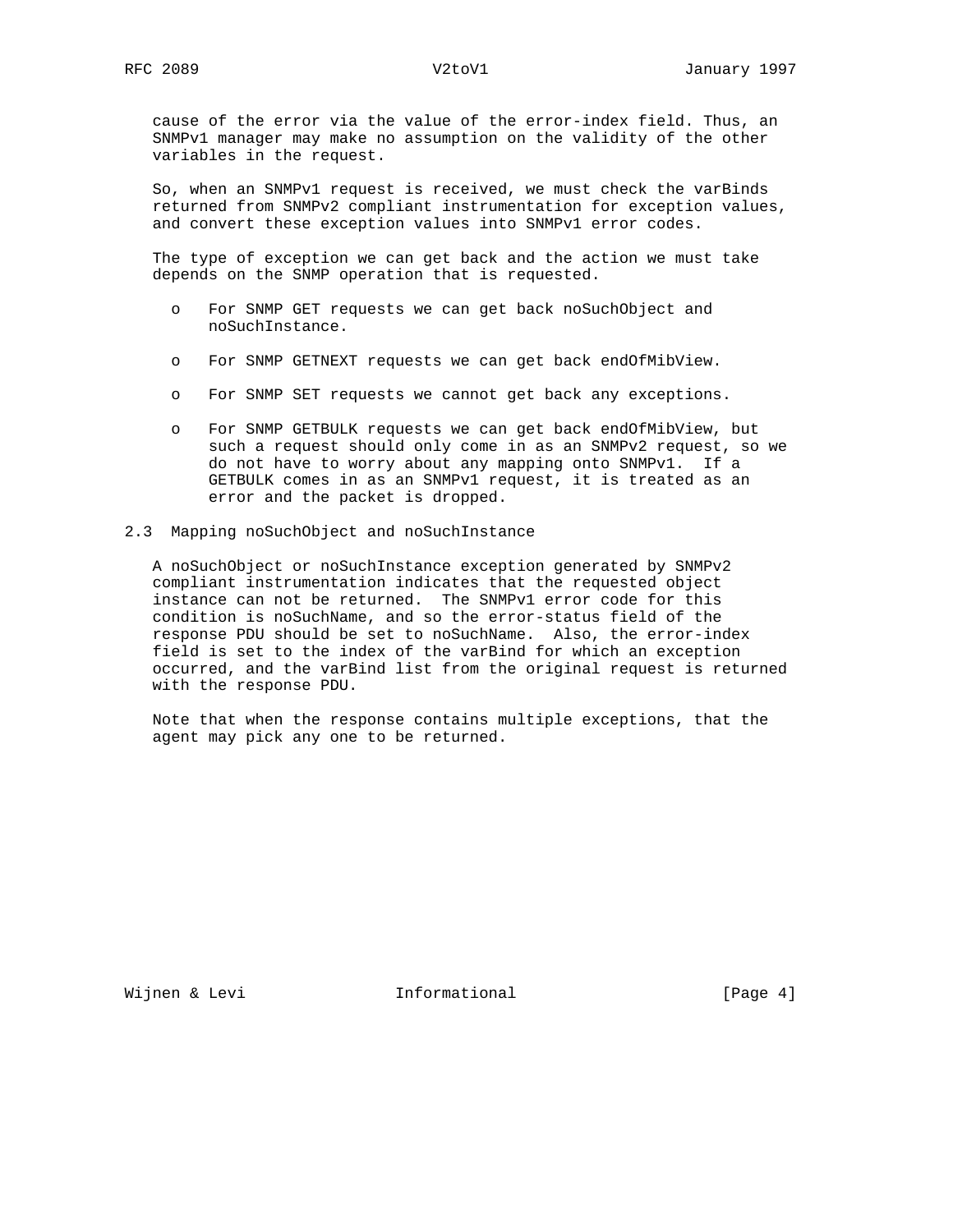cause of the error via the value of the error-index field. Thus, an SNMPv1 manager may make no assumption on the validity of the other variables in the request.

So, when an SNMPv1 request is received, we must check the varBinds returned from SNMPv2 compliant instrumentation for exception values, and convert these exception values into SNMPv1 error codes.

The type of exception we can get back and the action we must take depends on the SNMP operation that is requested.

- For SNMP GET requests we can get back noSuchObject and noSuchInstance.

- For SNMP GETNEXT requests we can get back endOfMibView.

- For SNMP SET requests we cannot get back any exceptions.

- For SNMP GETBULK requests we can get back endOfMibView, but such a request should only come in as an SNMPv2 request, so we do not have to worry about any mapping onto SNMPv1. If a GETBULK comes in as an SNMPv1 request, it is treated as an error and the packet is dropped.

## 2.3 Mapping noSuchObject and noSuchInstance

A noSuchObject or noSuchInstance exception generated by SNMPv2 compliant instrumentation indicates that the requested object instance can not be returned. The SNMPv1 error code for this condition is noSuchName, and so the error-status field of the response PDU should be set to noSuchName. Also, the error-index field is set to the index of the varBind for which an exception occurred, and the varBind list from the original request is returned with the response PDU.

Note that when the response contains multiple exceptions, that the agent may pick any one to be returned.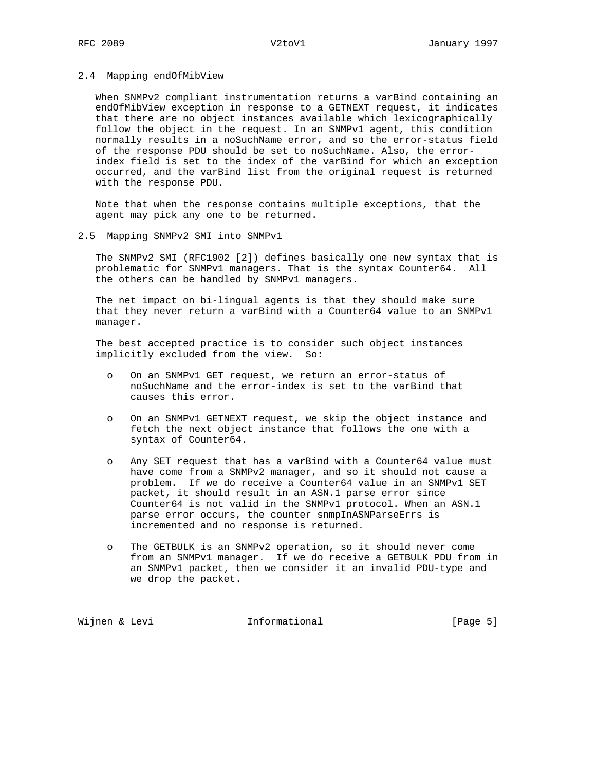### 2.4 Mapping endOfMibView

When SNMPv2 compliant instrumentation returns a varBind containing an endOfMibView exception in response to a GETNEXT request, it indicates that there are no object instances available which lexicographically follow the object in the request. In an SNMPv1 agent, this condition normally results in a noSuchName error, and so the error-status field of the response PDU should be set to noSuchName. Also, the error-index field is set to the index of the varBind for which an exception occurred, and the varBind list from the original request is returned with the response PDU.

Note that when the response contains multiple exceptions, that the agent may pick any one to be returned.

### 2.5 Mapping SNMPv2 SMI into SNMPv1

The SNMPv2 SMI (RFC1902 [2]) defines basically one new syntax that is problematic for SNMPv1 managers. That is the syntax Counter64. All the others can be handled by SNMPv1 managers.

The net impact on bi-lingual agents is that they should make sure that they never return a varBind with a Counter64 value to an SNMPv1 manager.

The best accepted practice is to consider such object instances implicitly excluded from the view. So:

- On an SNMPv1 GET request, we return an error-status of noSuchName and the error-index is set to the varBind that causes this error.
- On an SNMPv1 GETNEXT request, we skip the object instance and fetch the next object instance that follows the one with a syntax of Counter64.
- Any SET request that has a varBind with a Counter64 value must have come from a SNMPv2 manager, and so it should not cause a problem. If we do receive a Counter64 value in an SNMPv1 SET packet, it should result in an ASN.1 parse error since Counter64 is not valid in the SNMPv1 protocol. When an ASN.1 parse error occurs, the counter snmpInASNParseErrs is incremented and no response is returned.
- The GETBULK is an SNMPv2 operation, so it should never come from an SNMPv1 manager. If we do receive a GETBULK PDU from in an SNMPv1 packet, then we consider it an invalid PDU-type and we drop the packet.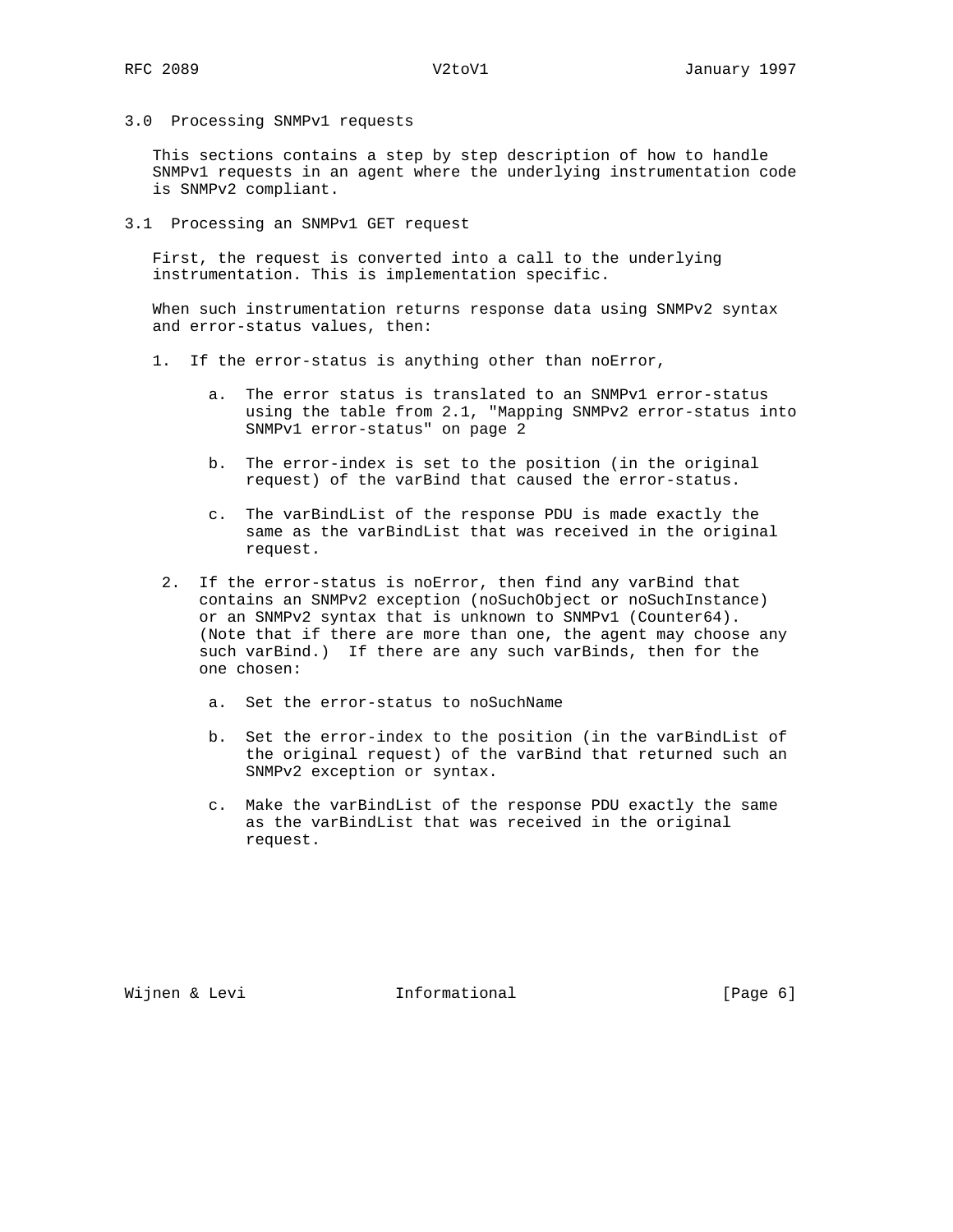## 3.0 Processing SNMPv1 requests

This sections contains a step by step description of how to handle SNMPv1 requests in an agent where the underlying instrumentation code is SNMPv2 compliant.

### 3.1 Processing an SNMPv1 GET request

First, the request is converted into a call to the underlying instrumentation. This is implementation specific.

When such instrumentation returns response data using SNMPv2 syntax and error-status values, then:

1. If the error-status is anything other than noError,

   a. The error status is translated to an SNMPv1 error-status using the table from 2.1, "Mapping SNMPv2 error-status into SNMPv1 error-status" on page 2

   b. The error-index is set to the position (in the original request) of the varBind that caused the error-status.

   c. The varBindList of the response PDU is made exactly the same as the varBindList that was received in the original request.

2. If the error-status is noError, then find any varBind that contains an SNMPv2 exception (noSuchObject or noSuchInstance) or an SNMPv2 syntax that is unknown to SNMPv1 (Counter64). (Note that if there are more than one, the agent may choose any such varBind.) If there are any such varBinds, then for the one chosen:

   a. Set the error-status to noSuchName

   b. Set the error-index to the position (in the varBindList of the original request) of the varBind that returned such an SNMPv2 exception or syntax.

   c. Make the varBindList of the response PDU exactly the same as the varBindList that was received in the original request.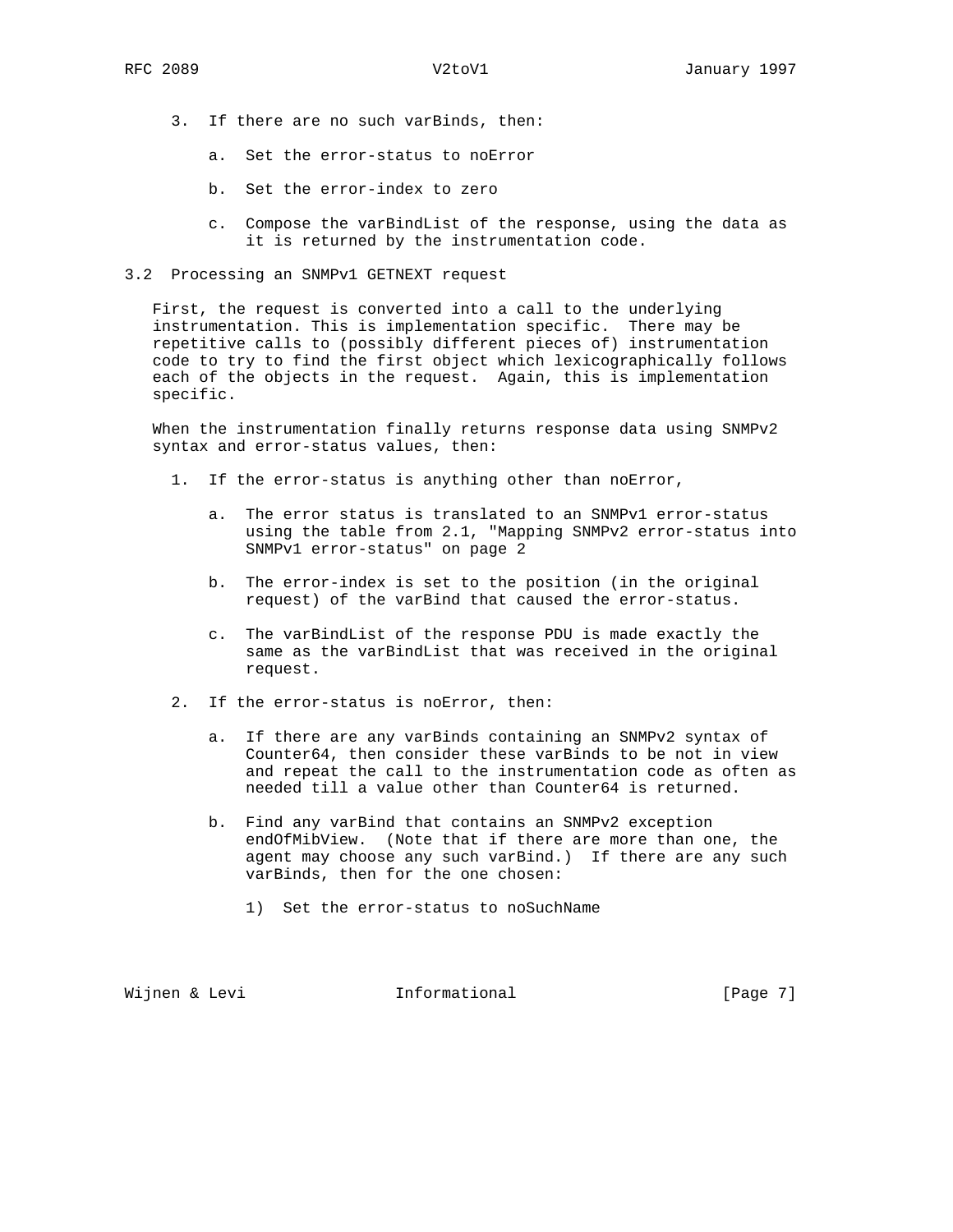3. If there are no such varBinds, then:

   a. Set the error-status to noError

   b. Set the error-index to zero

   c. Compose the varBindList of the response, using the data as it is returned by the instrumentation code.

## 3.2 Processing an SNMPv1 GETNEXT request

First, the request is converted into a call to the underlying instrumentation. This is implementation specific. There may be repetitive calls to (possibly different pieces of) instrumentation code to try to find the first object which lexicographically follows each of the objects in the request. Again, this is implementation specific.

When the instrumentation finally returns response data using SNMPv2 syntax and error-status values, then:

1. If the error-status is anything other than noError,

   a. The error status is translated to an SNMPv1 error-status using the table from 2.1, "Mapping SNMPv2 error-status into SNMPv1 error-status" on page 2

   b. The error-index is set to the position (in the original request) of the varBind that caused the error-status.

   c. The varBindList of the response PDU is made exactly the same as the varBindList that was received in the original request.

2. If the error-status is noError, then:

   a. If there are any varBinds containing an SNMPv2 syntax of Counter64, then consider these varBinds to be not in view and repeat the call to the instrumentation code as often as needed till a value other than Counter64 is returned.

   b. Find any varBind that contains an SNMPv2 exception endOfMibView. (Note that if there are more than one, the agent may choose any such varBind.) If there are any such varBinds, then for the one chosen:

      1) Set the error-status to noSuchName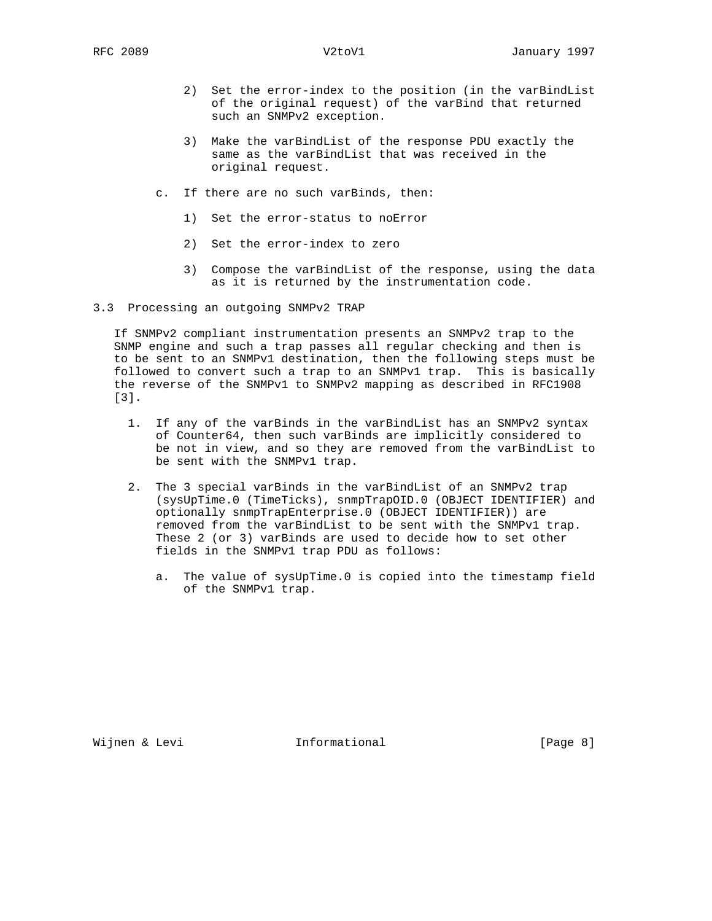2) Set the error-index to the position (in the varBindList of the original request) of the varBind that returned such an SNMPv2 exception.

3) Make the varBindList of the response PDU exactly the same as the varBindList that was received in the original request.

c. If there are no such varBinds, then:

1) Set the error-status to noError

2) Set the error-index to zero

3) Compose the varBindList of the response, using the data as it is returned by the instrumentation code.

## 3.3 Processing an outgoing SNMPv2 TRAP

If SNMPv2 compliant instrumentation presents an SNMPv2 trap to the SNMP engine and such a trap passes all regular checking and then is to be sent to an SNMPv1 destination, then the following steps must be followed to convert such a trap to an SNMPv1 trap. This is basically the reverse of the SNMPv1 to SNMPv2 mapping as described in RFC1908 [3].

1. If any of the varBinds in the varBindList has an SNMPv2 syntax of Counter64, then such varBinds are implicitly considered to be not in view, and so they are removed from the varBindList to be sent with the SNMPv1 trap.

2. The 3 special varBinds in the varBindList of an SNMPv2 trap (sysUpTime.0 (TimeTicks), snmpTrapOID.0 (OBJECT IDENTIFIER) and optionally snmpTrapEnterprise.0 (OBJECT IDENTIFIER)) are removed from the varBindList to be sent with the SNMPv1 trap. These 2 (or 3) varBinds are used to decide how to set other fields in the SNMPv1 trap PDU as follows:

   a. The value of sysUpTime.0 is copied into the timestamp field of the SNMPv1 trap.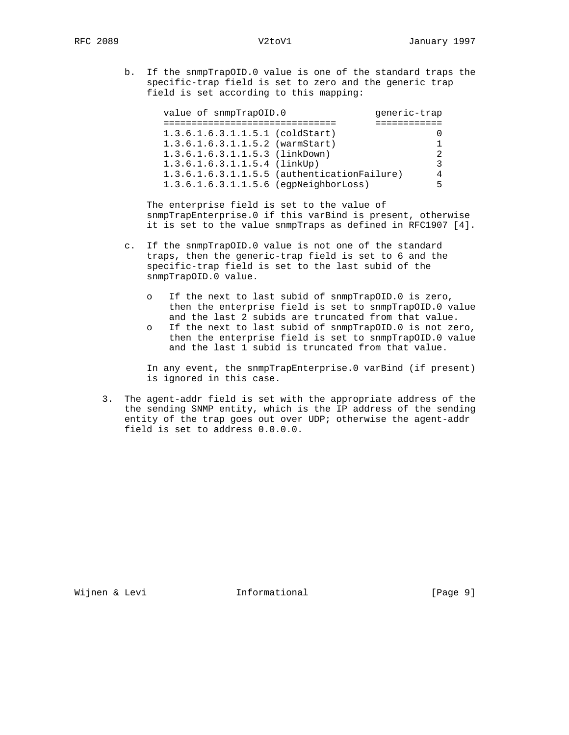b. If the snmpTrapOID.0 value is one of the standard traps the specific-trap field is set to zero and the generic trap field is set according to this mapping:

| value of snmpTrapOID.0 | generic-trap |
| --- | --- |
| 1.3.6.1.6.3.1.1.5.1 (coldStart) | 0 |
| 1.3.6.1.6.3.1.1.5.2 (warmStart) | 1 |
| 1.3.6.1.6.3.1.1.5.3 (linkDown) | 2 |
| 1.3.6.1.6.3.1.1.5.4 (linkUp) | 3 |
| 1.3.6.1.6.3.1.1.5.5 (authenticationFailure) | 4 |
| 1.3.6.1.6.3.1.1.5.6 (egpNeighborLoss) | 5 |

The enterprise field is set to the value of snmpTrapEnterprise.0 if this varBind is present, otherwise it is set to the value snmpTraps as defined in RFC1907 [4].

c. If the snmpTrapOID.0 value is not one of the standard traps, then the generic-trap field is set to 6 and the specific-trap field is set to the last subid of the snmpTrapOID.0 value.

   - If the next to last subid of snmpTrapOID.0 is zero, then the enterprise field is set to snmpTrapOID.0 value and the last 2 subids are truncated from that value.
   - If the next to last subid of snmpTrapOID.0 is not zero, then the enterprise field is set to snmpTrapOID.0 value and the last 1 subid is truncated from that value.

   In any event, the snmpTrapEnterprise.0 varBind (if present) is ignored in this case.

3. The agent-addr field is set with the appropriate address of the the sending SNMP entity, which is the IP address of the sending entity of the trap goes out over UDP; otherwise the agent-addr field is set to address 0.0.0.0.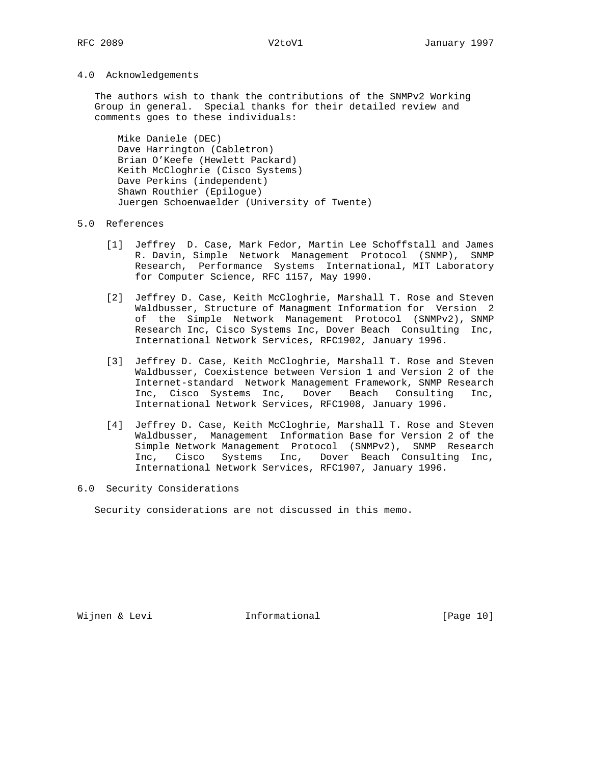## 4.0 Acknowledgements

The authors wish to thank the contributions of the SNMPv2 Working Group in general. Special thanks for their detailed review and comments goes to these individuals:

- Mike Daniele (DEC)
- Dave Harrington (Cabletron)
- Brian O'Keefe (Hewlett Packard)
- Keith McCloghrie (Cisco Systems)
- Dave Perkins (independent)
- Shawn Routhier (Epilogue)
- Juergen Schoenwaelder (University of Twente)

## 5.0 References

[1] Jeffrey D. Case, Mark Fedor, Martin Lee Schoffstall and James R. Davin, Simple Network Management Protocol (SNMP), SNMP Research, Performance Systems International, MIT Laboratory for Computer Science, RFC 1157, May 1990.

[2] Jeffrey D. Case, Keith McCloghrie, Marshall T. Rose and Steven Waldbusser, Structure of Managment Information for Version 2 of the Simple Network Management Protocol (SNMPv2), SNMP Research Inc, Cisco Systems Inc, Dover Beach Consulting Inc, International Network Services, RFC1902, January 1996.

[3] Jeffrey D. Case, Keith McCloghrie, Marshall T. Rose and Steven Waldbusser, Coexistence between Version 1 and Version 2 of the Internet-standard Network Management Framework, SNMP Research Inc, Cisco Systems Inc, Dover Beach Consulting Inc, International Network Services, RFC1908, January 1996.

[4] Jeffrey D. Case, Keith McCloghrie, Marshall T. Rose and Steven Waldbusser, Management Information Base for Version 2 of the Simple Network Management Protocol (SNMPv2), SNMP Research Inc, Cisco Systems Inc, Dover Beach Consulting Inc, International Network Services, RFC1907, January 1996.

## 6.0 Security Considerations

Security considerations are not discussed in this memo.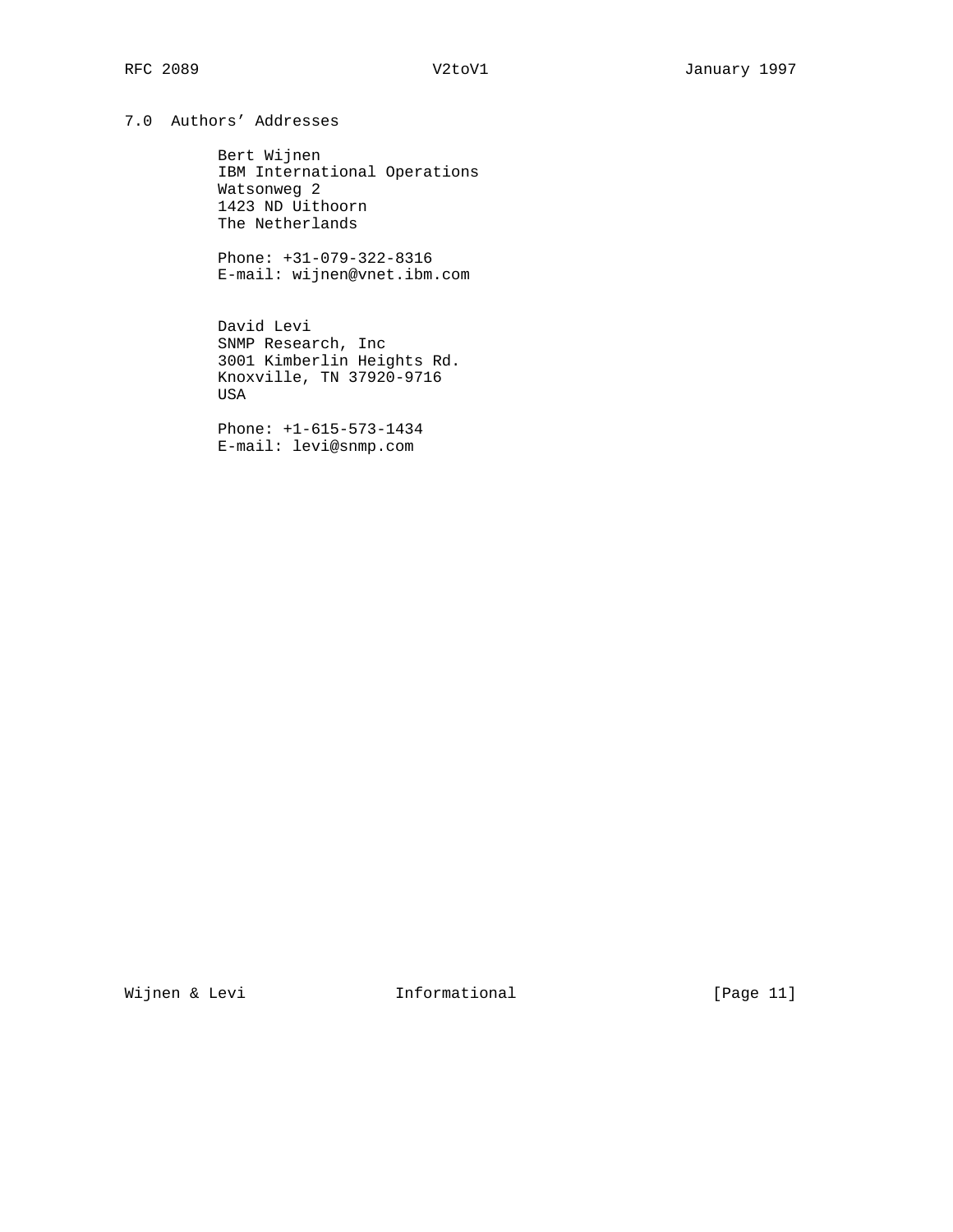## 7.0 Authors' Addresses

Bert Wijnen
IBM International Operations
Watsonweg 2
1423 ND Uithoorn
The Netherlands

Phone: +31-079-322-8316
E-mail: wijnen@vnet.ibm.com

David Levi
SNMP Research, Inc
3001 Kimberlin Heights Rd.
Knoxville, TN 37920-9716
USA

Phone: +1-615-573-1434
E-mail: levi@snmp.com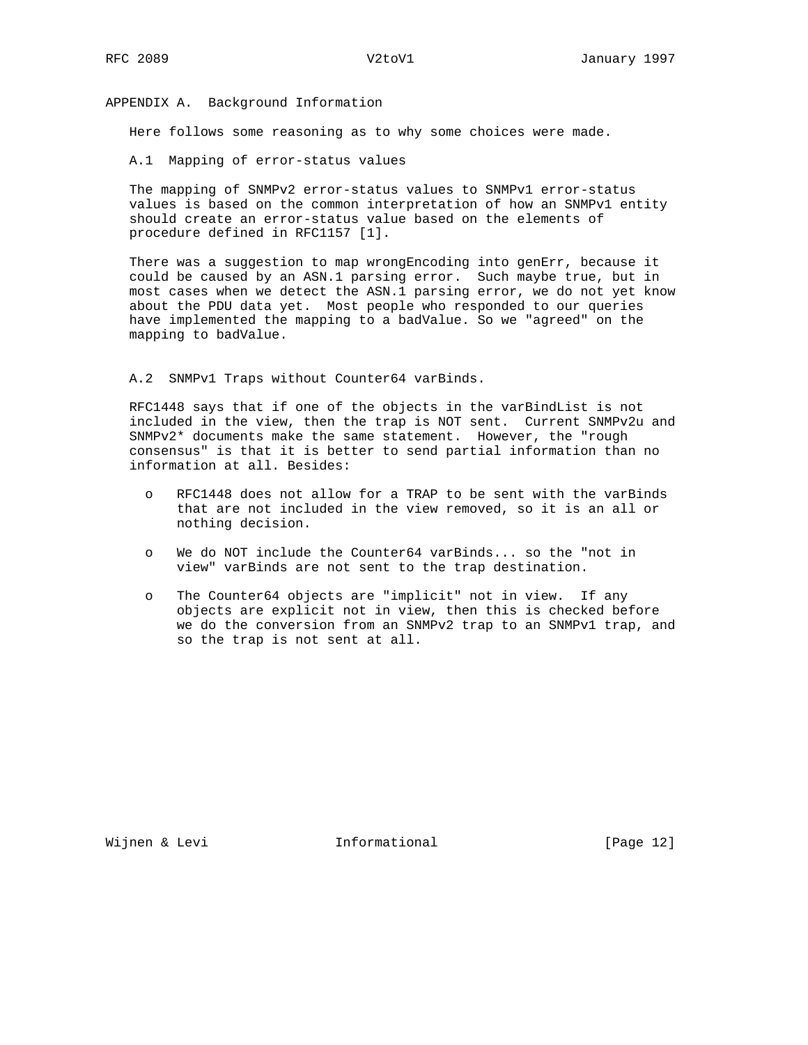# APPENDIX A. Background Information

Here follows some reasoning as to why some choices were made.

## A.1 Mapping of error-status values

The mapping of SNMPv2 error-status values to SNMPv1 error-status values is based on the common interpretation of how an SNMPv1 entity should create an error-status value based on the elements of procedure defined in RFC1157 [1].

There was a suggestion to map wrongEncoding into genErr, because it could be caused by an ASN.1 parsing error. Such maybe true, but in most cases when we detect the ASN.1 parsing error, we do not yet know about the PDU data yet. Most people who responded to our queries have implemented the mapping to a badValue. So we "agreed" on the mapping to badValue.

## A.2 SNMPv1 Traps without Counter64 varBinds.

RFC1448 says that if one of the objects in the varBindList is not included in the view, then the trap is NOT sent. Current SNMPv2u and SNMPv2* documents make the same statement. However, the "rough consensus" is that it is better to send partial information than no information at all. Besides:

- RFC1448 does not allow for a TRAP to be sent with the varBinds that are not included in the view removed, so it is an all or nothing decision.
- We do NOT include the Counter64 varBinds... so the "not in view" varBinds are not sent to the trap destination.
- The Counter64 objects are "implicit" not in view. If any objects are explicit not in view, then this is checked before we do the conversion from an SNMPv2 trap to an SNMPv1 trap, and so the trap is not sent at all.